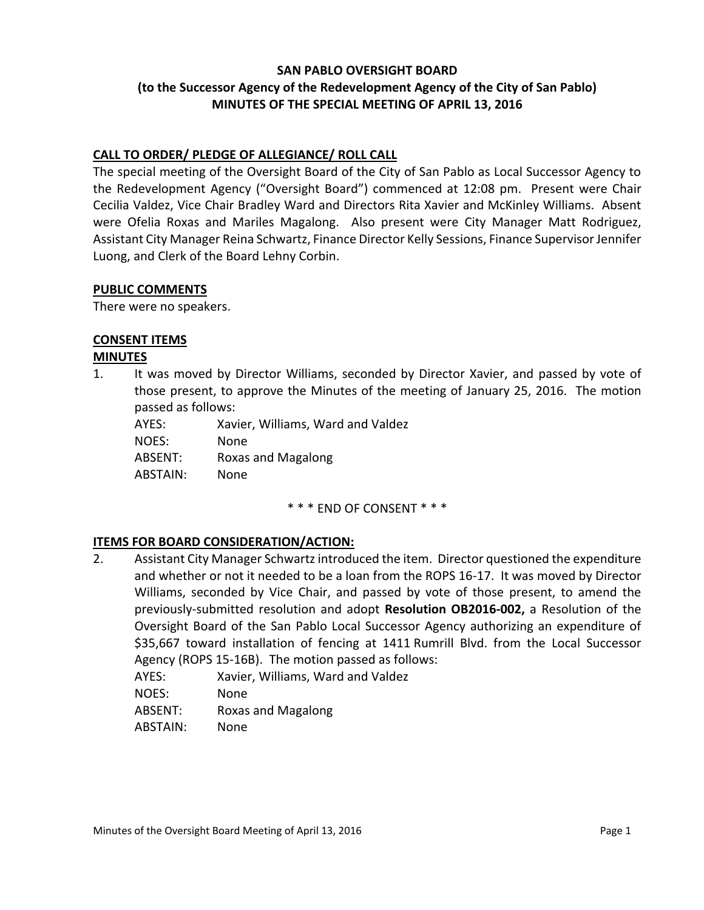**SAN PABLO OVERSIGHT BOARD**
**(to the Successor Agency of the Redevelopment Agency of the City of San Pablo)**
**MINUTES OF THE SPECIAL MEETING OF APRIL 13, 2016**

**CALL TO ORDER/ PLEDGE OF ALLEGIANCE/ ROLL CALL**

The special meeting of the Oversight Board of the City of San Pablo as Local Successor Agency to the Redevelopment Agency ("Oversight Board") commenced at 12:08 pm. Present were Chair Cecilia Valdez, Vice Chair Bradley Ward and Directors Rita Xavier and McKinley Williams. Absent were Ofelia Roxas and Mariles Magalong. Also present were City Manager Matt Rodriguez, Assistant City Manager Reina Schwartz, Finance Director Kelly Sessions, Finance Supervisor Jennifer Luong, and Clerk of the Board Lehny Corbin.

**PUBLIC COMMENTS**

There were no speakers.

**CONSENT ITEMS**

**MINUTES**

1. It was moved by Director Williams, seconded by Director Xavier, and passed by vote of those present, to approve the Minutes of the meeting of January 25, 2016. The motion passed as follows:

   AYES: Xavier, Williams, Ward and Valdez
   NOES: None
   ABSENT: Roxas and Magalong
   ABSTAIN: None

\* \* \* END OF CONSENT \* \* \*

**ITEMS FOR BOARD CONSIDERATION/ACTION:**

2. Assistant City Manager Schwartz introduced the item. Director questioned the expenditure and whether or not it needed to be a loan from the ROPS 16-17. It was moved by Director Williams, seconded by Vice Chair, and passed by vote of those present, to amend the previously-submitted resolution and adopt **Resolution OB2016-002,** a Resolution of the Oversight Board of the San Pablo Local Successor Agency authorizing an expenditure of $35,667 toward installation of fencing at 1411 Rumrill Blvd. from the Local Successor Agency (ROPS 15-16B). The motion passed as follows:

   AYES: Xavier, Williams, Ward and Valdez
   NOES: None
   ABSENT: Roxas and Magalong
   ABSTAIN: None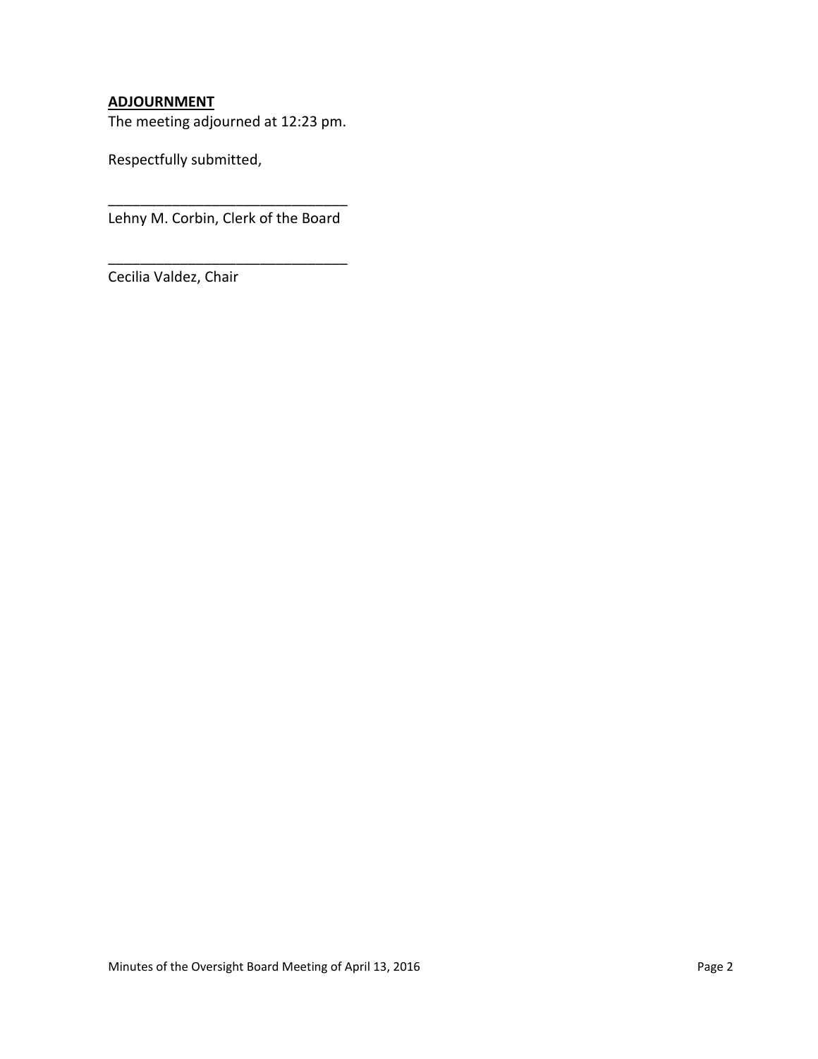**ADJOUNMENT**

**ADJOURNMENT**

The meeting adjourned at 12:23 pm.

Respectfully submitted,

_____________________________

Lehny M. Corbin, Clerk of the Board

_____________________________

Cecilia Valdez, Chair